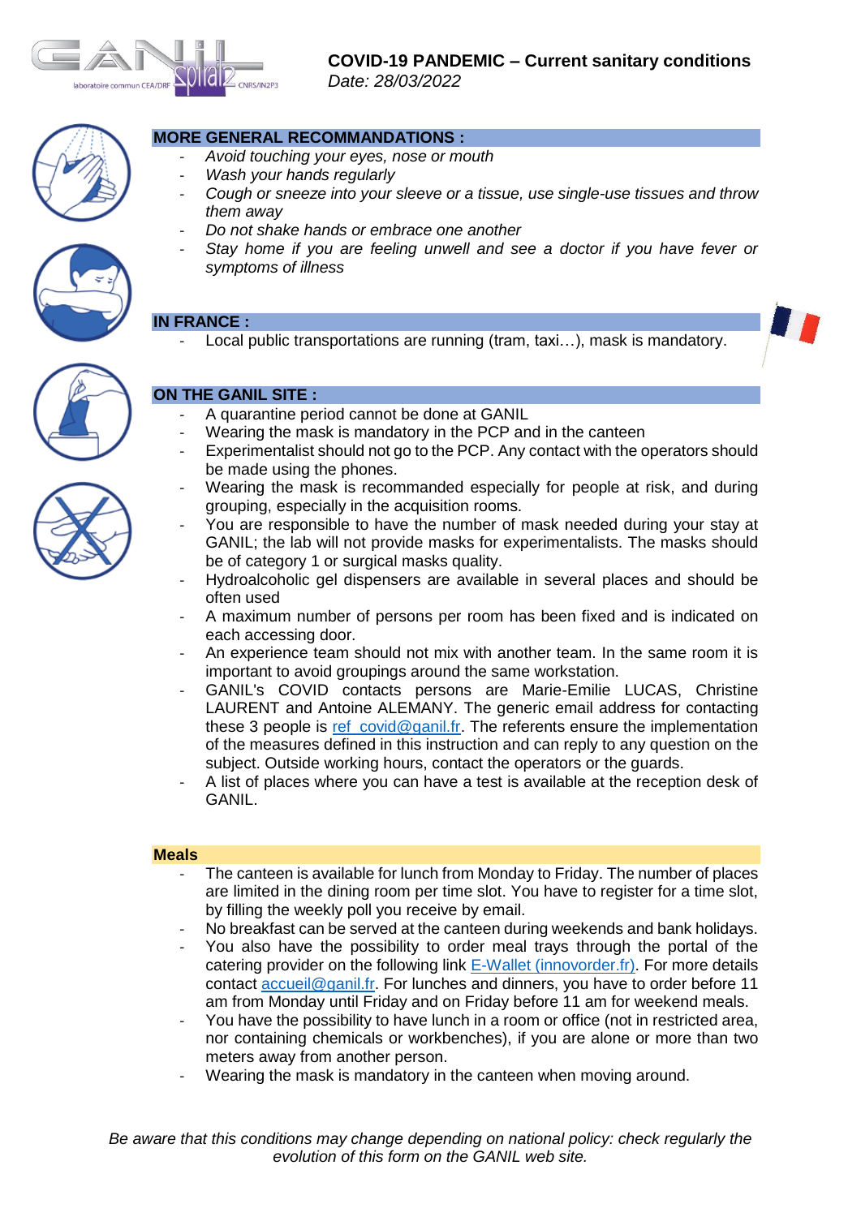# COVID-19 PANDEMIC – Current sanitary conditions

*Date: 28/03/2022*

## MORE GENERAL RECOMMANDATIONS :

- *Avoid touching your eyes, nose or mouth*
- *Wash your hands regularly*
- *Cough or sneeze into your sleeve or a tissue, use single-use tissues and throw them away*
- *Do not shake hands or embrace one another*
- *Stay home if you are feeling unwell and see a doctor if you have fever or symptoms of illness*

## IN FRANCE :

- Local public transportations are running (tram, taxi…), mask is mandatory.

## ON THE GANIL SITE :

- A quarantine period cannot be done at GANIL
- Wearing the mask is mandatory in the PCP and in the canteen
- Experimentalist should not go to the PCP. Any contact with the operators should be made using the phones.
- Wearing the mask is recommanded especially for people at risk, and during grouping, especially in the acquisition rooms.
- You are responsible to have the number of mask needed during your stay at GANIL; the lab will not provide masks for experimentalists. The masks should be of category 1 or surgical masks quality.
- Hydroalcoholic gel dispensers are available in several places and should be often used
- A maximum number of persons per room has been fixed and is indicated on each accessing door.
- An experience team should not mix with another team. In the same room it is important to avoid groupings around the same workstation.
- GANIL's COVID contacts persons are Marie-Emilie LUCAS, Christine LAURENT and Antoine ALEMANY. The generic email address for contacting these 3 people is ref_covid@ganil.fr. The referents ensure the implementation of the measures defined in this instruction and can reply to any question on the subject. Outside working hours, contact the operators or the guards.
- A list of places where you can have a test is available at the reception desk of GANIL.

## Meals

- The canteen is available for lunch from Monday to Friday. The number of places are limited in the dining room per time slot. You have to register for a time slot, by filling the weekly poll you receive by email.
- No breakfast can be served at the canteen during weekends and bank holidays.
- You also have the possibility to order meal trays through the portal of the catering provider on the following link E-Wallet (innovorder.fr). For more details contact accueil@ganil.fr. For lunches and dinners, you have to order before 11 am from Monday until Friday and on Friday before 11 am for weekend meals.
- You have the possibility to have lunch in a room or office (not in restricted area, nor containing chemicals or workbenches), if you are alone or more than two meters away from another person.
- Wearing the mask is mandatory in the canteen when moving around.

*Be aware that this conditions may change depending on national policy: check regularly the evolution of this form on the GANIL web site.*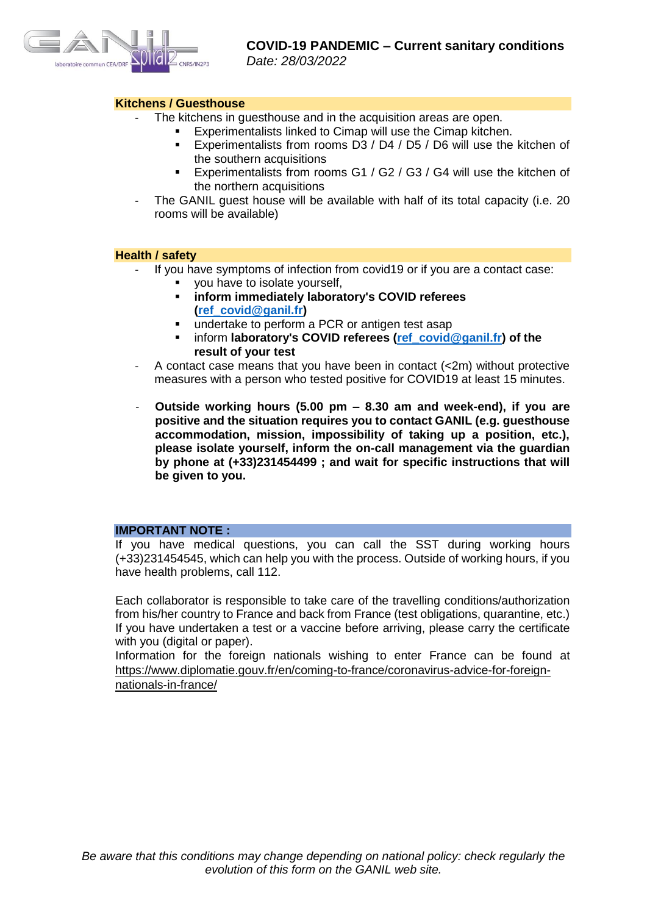## Kitchens / Guesthouse

- The kitchens in guesthouse and in the acquisition areas are open.
  - Experimentalists linked to Cimap will use the Cimap kitchen.
  - Experimentalists from rooms D3 / D4 / D5 / D6 will use the kitchen of the southern acquisitions
  - Experimentalists from rooms G1 / G2 / G3 / G4 will use the kitchen of the northern acquisitions
- The GANIL guest house will be available with half of its total capacity (i.e. 20 rooms will be available)

## Health / safety

- If you have symptoms of infection from covid19 or if you are a contact case:
  - you have to isolate yourself,
  - **inform immediately laboratory's COVID referees (ref_covid@ganil.fr)**
  - undertake to perform a PCR or antigen test asap
  - inform **laboratory's COVID referees (ref_covid@ganil.fr) of the result of your test**
- A contact case means that you have been in contact (<2m) without protective measures with a person who tested positive for COVID19 at least 15 minutes.
- **Outside working hours (5.00 pm – 8.30 am and week-end), if you are positive and the situation requires you to contact GANIL (e.g. guesthouse accommodation, mission, impossibility of taking up a position, etc.), please isolate yourself, inform the on-call management via the guardian by phone at (+33)231454499 ; and wait for specific instructions that will be given to you.**

## IMPORTANT NOTE :

If you have medical questions, you can call the SST during working hours (+33)231454545, which can help you with the process. Outside of working hours, if you have health problems, call 112.

Each collaborator is responsible to take care of the travelling conditions/authorization from his/her country to France and back from France (test obligations, quarantine, etc.) If you have undertaken a test or a vaccine before arriving, please carry the certificate with you (digital or paper).
Information for the foreign nationals wishing to enter France can be found at https://www.diplomatie.gouv.fr/en/coming-to-france/coronavirus-advice-for-foreign-nationals-in-france/

*Be aware that this conditions may change depending on national policy: check regularly the evolution of this form on the GANIL web site.*